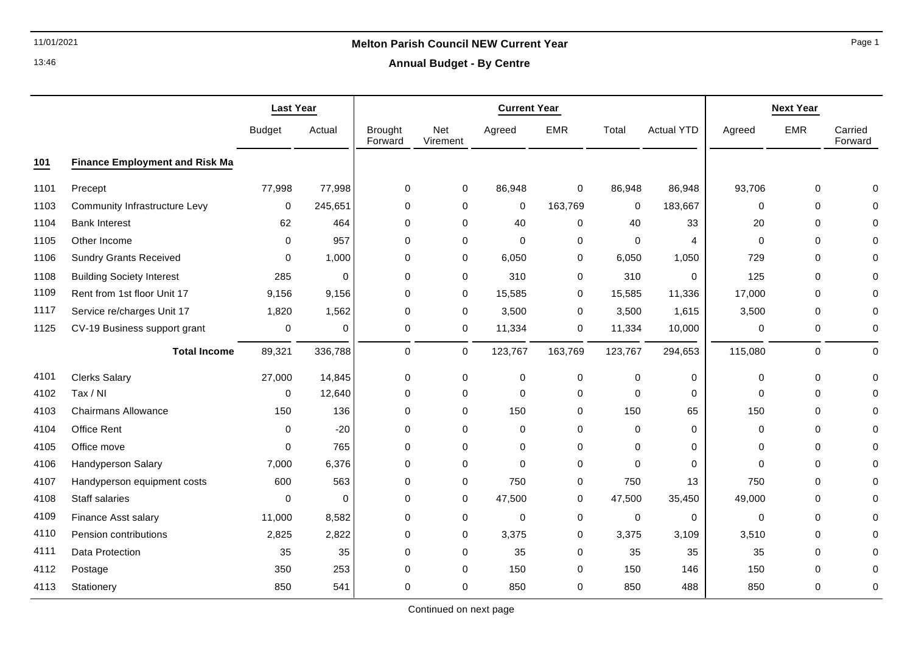# Melton Parish Council NEW Current Year

## Annual Budget - By Centre

| | | Last Year | | Current Year | | | | | | Next Year | | |
|---|---|---|---|---|---|---|---|---|---|---|---|---|
| | | Budget | Actual | Brought Forward | Net Virement | Agreed | EMR | Total | Actual YTD | Agreed | EMR | Carried Forward |
| **101** | **Finance Employment and Risk Ma** | | | | | | | | | | | |
| 1101 | Precept | 77,998 | 77,998 | 0 | 0 | 86,948 | 0 | 86,948 | 86,948 | 93,706 | 0 | 0 |
| 1103 | Community Infrastructure Levy | 0 | 245,651 | 0 | 0 | 0 | 163,769 | 0 | 183,667 | 0 | 0 | 0 |
| 1104 | Bank Interest | 62 | 464 | 0 | 0 | 40 | 0 | 40 | 33 | 20 | 0 | 0 |
| 1105 | Other Income | 0 | 957 | 0 | 0 | 0 | 0 | 0 | 4 | 0 | 0 | 0 |
| 1106 | Sundry Grants Received | 0 | 1,000 | 0 | 0 | 6,050 | 0 | 6,050 | 1,050 | 729 | 0 | 0 |
| 1108 | Building Society Interest | 285 | 0 | 0 | 0 | 310 | 0 | 310 | 0 | 125 | 0 | 0 |
| 1109 | Rent from 1st floor Unit 17 | 9,156 | 9,156 | 0 | 0 | 15,585 | 0 | 15,585 | 11,336 | 17,000 | 0 | 0 |
| 1117 | Service re/charges Unit 17 | 1,820 | 1,562 | 0 | 0 | 3,500 | 0 | 3,500 | 1,615 | 3,500 | 0 | 0 |
| 1125 | CV-19 Business support grant | 0 | 0 | 0 | 0 | 11,334 | 0 | 11,334 | 10,000 | 0 | 0 | 0 |
| | **Total Income** | 89,321 | 336,788 | 0 | 0 | 123,767 | 163,769 | 123,767 | 294,653 | 115,080 | 0 | 0 |
| 4101 | Clerks Salary | 27,000 | 14,845 | 0 | 0 | 0 | 0 | 0 | 0 | 0 | 0 | 0 |
| 4102 | Tax / NI | 0 | 12,640 | 0 | 0 | 0 | 0 | 0 | 0 | 0 | 0 | 0 |
| 4103 | Chairmans Allowance | 150 | 136 | 0 | 0 | 150 | 0 | 150 | 65 | 150 | 0 | 0 |
| 4104 | Office Rent | 0 | -20 | 0 | 0 | 0 | 0 | 0 | 0 | 0 | 0 | 0 |
| 4105 | Office move | 0 | 765 | 0 | 0 | 0 | 0 | 0 | 0 | 0 | 0 | 0 |
| 4106 | Handyperson Salary | 7,000 | 6,376 | 0 | 0 | 0 | 0 | 0 | 0 | 0 | 0 | 0 |
| 4107 | Handyperson equipment costs | 600 | 563 | 0 | 0 | 750 | 0 | 750 | 13 | 750 | 0 | 0 |
| 4108 | Staff salaries | 0 | 0 | 0 | 0 | 47,500 | 0 | 47,500 | 35,450 | 49,000 | 0 | 0 |
| 4109 | Finance Asst salary | 11,000 | 8,582 | 0 | 0 | 0 | 0 | 0 | 0 | 0 | 0 | 0 |
| 4110 | Pension contributions | 2,825 | 2,822 | 0 | 0 | 3,375 | 0 | 3,375 | 3,109 | 3,510 | 0 | 0 |
| 4111 | Data Protection | 35 | 35 | 0 | 0 | 35 | 0 | 35 | 35 | 35 | 0 | 0 |
| 4112 | Postage | 350 | 253 | 0 | 0 | 150 | 0 | 150 | 146 | 150 | 0 | 0 |
| 4113 | Stationery | 850 | 541 | 0 | 0 | 850 | 0 | 850 | 488 | 850 | 0 | 0 |

Continued on next page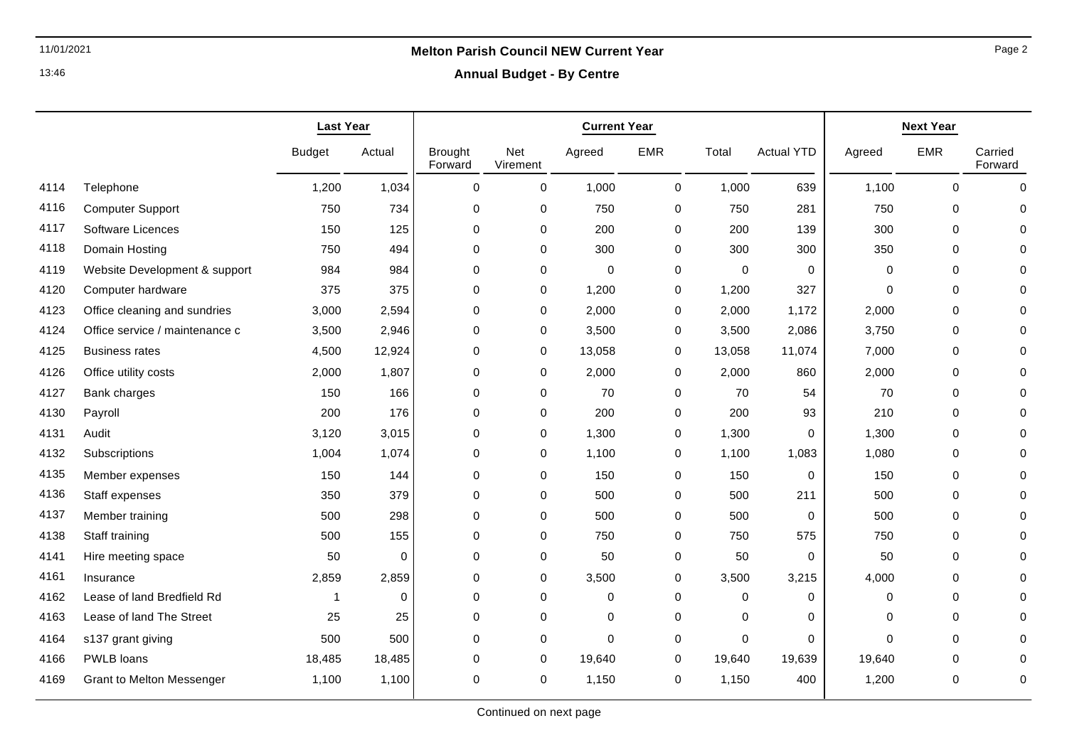# Melton Parish Council NEW Current Year

## Annual Budget - By Centre

| | | Last Year | | Current Year | | | | | | Next Year | | |
|---|---|---|---|---|---|---|---|---|---|---|---|---|
| | | Budget | Actual | Brought Forward | Net Virement | Agreed | EMR | Total | Actual YTD | Agreed | EMR | Carried Forward |
| 4114 | Telephone | 1,200 | 1,034 | 0 | 0 | 1,000 | 0 | 1,000 | 639 | 1,100 | 0 | 0 |
| 4116 | Computer Support | 750 | 734 | 0 | 0 | 750 | 0 | 750 | 281 | 750 | 0 | 0 |
| 4117 | Software Licences | 150 | 125 | 0 | 0 | 200 | 0 | 200 | 139 | 300 | 0 | 0 |
| 4118 | Domain Hosting | 750 | 494 | 0 | 0 | 300 | 0 | 300 | 300 | 350 | 0 | 0 |
| 4119 | Website Development & support | 984 | 984 | 0 | 0 | 0 | 0 | 0 | 0 | 0 | 0 | 0 |
| 4120 | Computer hardware | 375 | 375 | 0 | 0 | 1,200 | 0 | 1,200 | 327 | 0 | 0 | 0 |
| 4123 | Office cleaning and sundries | 3,000 | 2,594 | 0 | 0 | 2,000 | 0 | 2,000 | 1,172 | 2,000 | 0 | 0 |
| 4124 | Office service / maintenance c | 3,500 | 2,946 | 0 | 0 | 3,500 | 0 | 3,500 | 2,086 | 3,750 | 0 | 0 |
| 4125 | Business rates | 4,500 | 12,924 | 0 | 0 | 13,058 | 0 | 13,058 | 11,074 | 7,000 | 0 | 0 |
| 4126 | Office utility costs | 2,000 | 1,807 | 0 | 0 | 2,000 | 0 | 2,000 | 860 | 2,000 | 0 | 0 |
| 4127 | Bank charges | 150 | 166 | 0 | 0 | 70 | 0 | 70 | 54 | 70 | 0 | 0 |
| 4130 | Payroll | 200 | 176 | 0 | 0 | 200 | 0 | 200 | 93 | 210 | 0 | 0 |
| 4131 | Audit | 3,120 | 3,015 | 0 | 0 | 1,300 | 0 | 1,300 | 0 | 1,300 | 0 | 0 |
| 4132 | Subscriptions | 1,004 | 1,074 | 0 | 0 | 1,100 | 0 | 1,100 | 1,083 | 1,080 | 0 | 0 |
| 4135 | Member expenses | 150 | 144 | 0 | 0 | 150 | 0 | 150 | 0 | 150 | 0 | 0 |
| 4136 | Staff expenses | 350 | 379 | 0 | 0 | 500 | 0 | 500 | 211 | 500 | 0 | 0 |
| 4137 | Member training | 500 | 298 | 0 | 0 | 500 | 0 | 500 | 0 | 500 | 0 | 0 |
| 4138 | Staff training | 500 | 155 | 0 | 0 | 750 | 0 | 750 | 575 | 750 | 0 | 0 |
| 4141 | Hire meeting space | 50 | 0 | 0 | 0 | 50 | 0 | 50 | 0 | 50 | 0 | 0 |
| 4161 | Insurance | 2,859 | 2,859 | 0 | 0 | 3,500 | 0 | 3,500 | 3,215 | 4,000 | 0 | 0 |
| 4162 | Lease of land Bredfield Rd | 1 | 0 | 0 | 0 | 0 | 0 | 0 | 0 | 0 | 0 | 0 |
| 4163 | Lease of land The Street | 25 | 25 | 0 | 0 | 0 | 0 | 0 | 0 | 0 | 0 | 0 |
| 4164 | s137 grant giving | 500 | 500 | 0 | 0 | 0 | 0 | 0 | 0 | 0 | 0 | 0 |
| 4166 | PWLB loans | 18,485 | 18,485 | 0 | 0 | 19,640 | 0 | 19,640 | 19,639 | 19,640 | 0 | 0 |
| 4169 | Grant to Melton Messenger | 1,100 | 1,100 | 0 | 0 | 1,150 | 0 | 1,150 | 400 | 1,200 | 0 | 0 |

Continued on next page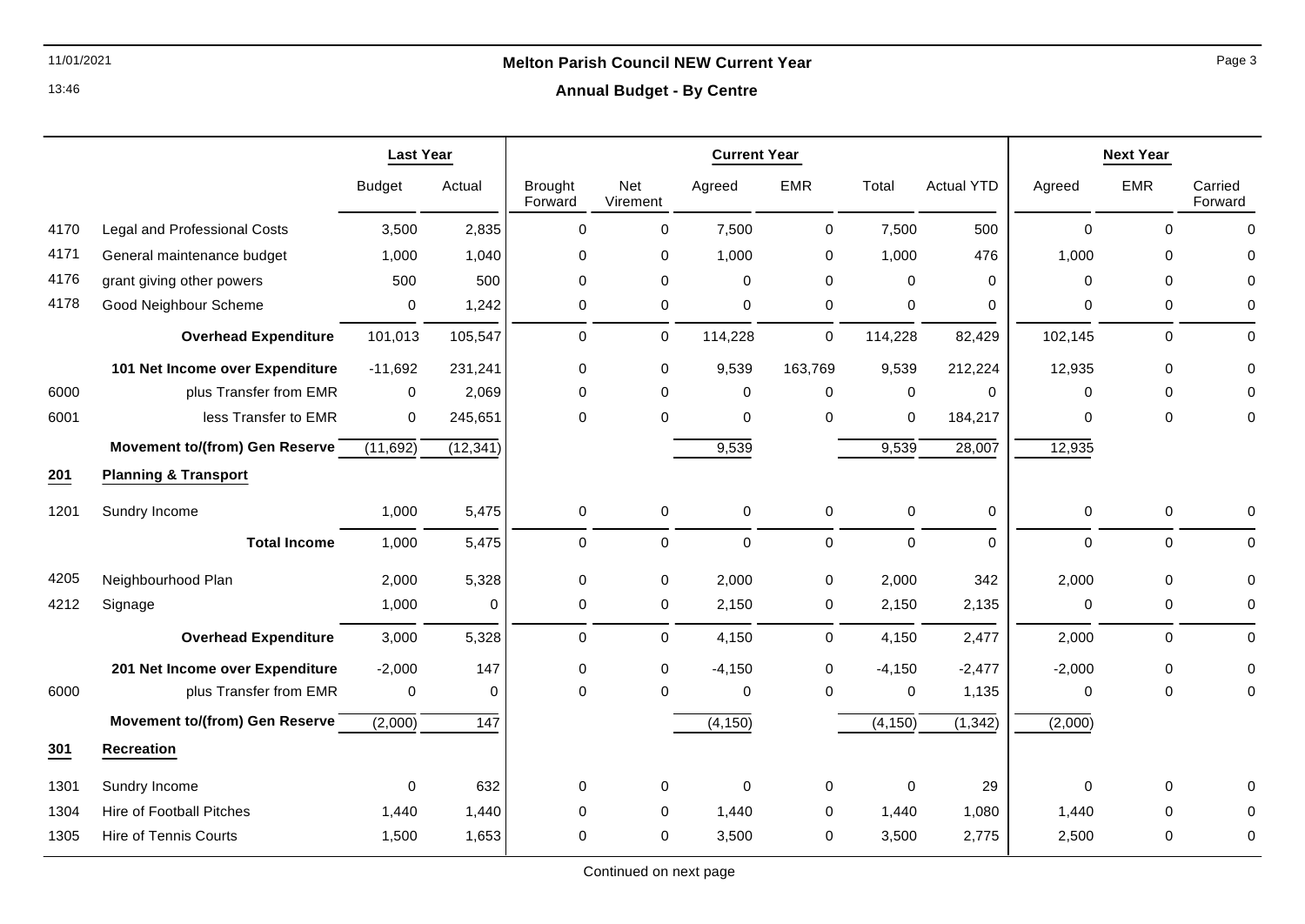**Melton Parish Council NEW Current Year**

**Annual Budget - By Centre**

| | | Last Year | | Current Year | | | | | | Next Year | | |
|---|---|---|---|---|---|---|---|---|---|---|---|---|
| | | Budget | Actual | Brought Forward | Net Virement | Agreed | EMR | Total | Actual YTD | Agreed | EMR | Carried Forward |
| 4170 | Legal and Professional Costs | 3,500 | 2,835 | 0 | 0 | 7,500 | 0 | 7,500 | 500 | 0 | 0 | 0 |
| 4171 | General maintenance budget | 1,000 | 1,040 | 0 | 0 | 1,000 | 0 | 1,000 | 476 | 1,000 | 0 | 0 |
| 4176 | grant giving other powers | 500 | 500 | 0 | 0 | 0 | 0 | 0 | 0 | 0 | 0 | 0 |
| 4178 | Good Neighbour Scheme | 0 | 1,242 | 0 | 0 | 0 | 0 | 0 | 0 | 0 | 0 | 0 |
| | **Overhead Expenditure** | 101,013 | 105,547 | 0 | 0 | 114,228 | 0 | 114,228 | 82,429 | 102,145 | 0 | 0 |
| | **101 Net Income over Expenditure** | -11,692 | 231,241 | 0 | 0 | 9,539 | 163,769 | 9,539 | 212,224 | 12,935 | 0 | 0 |
| 6000 | plus Transfer from EMR | 0 | 2,069 | 0 | 0 | 0 | 0 | 0 | 0 | 0 | 0 | 0 |
| 6001 | less Transfer to EMR | 0 | 245,651 | 0 | 0 | 0 | 0 | 0 | 184,217 | 0 | 0 | 0 |
| | **Movement to/(from) Gen Reserve** | (11,692) | (12,341) | | | 9,539 | | 9,539 | 28,007 | 12,935 | | |
| **201** | **Planning & Transport** | | | | | | | | | | | |
| 1201 | Sundry Income | 1,000 | 5,475 | 0 | 0 | 0 | 0 | 0 | 0 | 0 | 0 | 0 |
| | **Total Income** | 1,000 | 5,475 | 0 | 0 | 0 | 0 | 0 | 0 | 0 | 0 | 0 |
| 4205 | Neighbourhood Plan | 2,000 | 5,328 | 0 | 0 | 2,000 | 0 | 2,000 | 342 | 2,000 | 0 | 0 |
| 4212 | Signage | 1,000 | 0 | 0 | 0 | 2,150 | 0 | 2,150 | 2,135 | 0 | 0 | 0 |
| | **Overhead Expenditure** | 3,000 | 5,328 | 0 | 0 | 4,150 | 0 | 4,150 | 2,477 | 2,000 | 0 | 0 |
| | **201 Net Income over Expenditure** | -2,000 | 147 | 0 | 0 | -4,150 | 0 | -4,150 | -2,477 | -2,000 | 0 | 0 |
| 6000 | plus Transfer from EMR | 0 | 0 | 0 | 0 | 0 | 0 | 0 | 1,135 | 0 | 0 | 0 |
| | **Movement to/(from) Gen Reserve** | (2,000) | 147 | | | (4,150) | | (4,150) | (1,342) | (2,000) | | |
| **301** | **Recreation** | | | | | | | | | | | |
| 1301 | Sundry Income | 0 | 632 | 0 | 0 | 0 | 0 | 0 | 29 | 0 | 0 | 0 |
| 1304 | Hire of Football Pitches | 1,440 | 1,440 | 0 | 0 | 1,440 | 0 | 1,440 | 1,080 | 1,440 | 0 | 0 |
| 1305 | Hire of Tennis Courts | 1,500 | 1,653 | 0 | 0 | 3,500 | 0 | 3,500 | 2,775 | 2,500 | 0 | 0 |

Continued on next page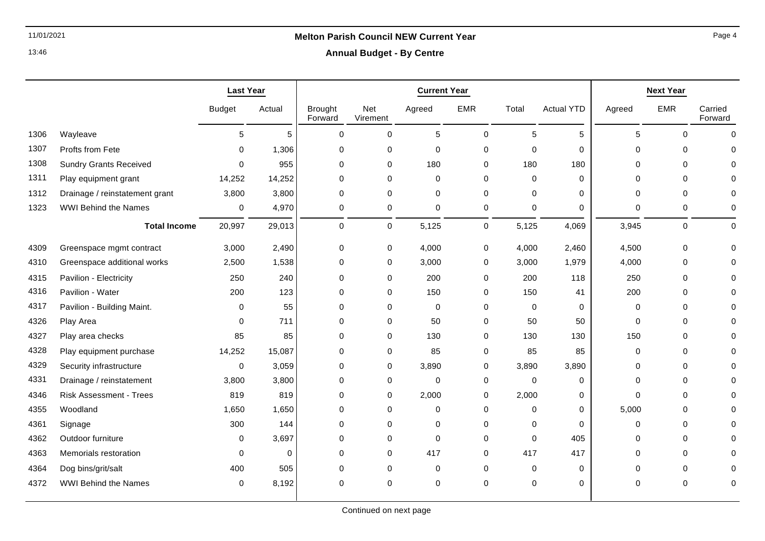## Melton Parish Council NEW Current Year

### Annual Budget - By Centre

| | | Last Year | | Current Year | | | | | | Next Year | | |
|---|---|---|---|---|---|---|---|---|---|---|---|---|
| | | Budget | Actual | Brought Forward | Net Virement | Agreed | EMR | Total | Actual YTD | Agreed | EMR | Carried Forward |
| 1306 | Wayleave | 5 | 5 | 0 | 0 | 5 | 0 | 5 | 5 | 5 | 0 | 0 |
| 1307 | Profts from Fete | 0 | 1,306 | 0 | 0 | 0 | 0 | 0 | 0 | 0 | 0 | 0 |
| 1308 | Sundry Grants Received | 0 | 955 | 0 | 0 | 180 | 0 | 180 | 180 | 0 | 0 | 0 |
| 1311 | Play equipment grant | 14,252 | 14,252 | 0 | 0 | 0 | 0 | 0 | 0 | 0 | 0 | 0 |
| 1312 | Drainage / reinstatement grant | 3,800 | 3,800 | 0 | 0 | 0 | 0 | 0 | 0 | 0 | 0 | 0 |
| 1323 | WWI Behind the Names | 0 | 4,970 | 0 | 0 | 0 | 0 | 0 | 0 | 0 | 0 | 0 |
| | **Total Income** | 20,997 | 29,013 | 0 | 0 | 5,125 | 0 | 5,125 | 4,069 | 3,945 | 0 | 0 |
| 4309 | Greenspace mgmt contract | 3,000 | 2,490 | 0 | 0 | 4,000 | 0 | 4,000 | 2,460 | 4,500 | 0 | 0 |
| 4310 | Greenspace additional works | 2,500 | 1,538 | 0 | 0 | 3,000 | 0 | 3,000 | 1,979 | 4,000 | 0 | 0 |
| 4315 | Pavilion - Electricity | 250 | 240 | 0 | 0 | 200 | 0 | 200 | 118 | 250 | 0 | 0 |
| 4316 | Pavilion - Water | 200 | 123 | 0 | 0 | 150 | 0 | 150 | 41 | 200 | 0 | 0 |
| 4317 | Pavilion - Building Maint. | 0 | 55 | 0 | 0 | 0 | 0 | 0 | 0 | 0 | 0 | 0 |
| 4326 | Play Area | 0 | 711 | 0 | 0 | 50 | 0 | 50 | 50 | 0 | 0 | 0 |
| 4327 | Play area checks | 85 | 85 | 0 | 0 | 130 | 0 | 130 | 130 | 150 | 0 | 0 |
| 4328 | Play equipment purchase | 14,252 | 15,087 | 0 | 0 | 85 | 0 | 85 | 85 | 0 | 0 | 0 |
| 4329 | Security infrastructure | 0 | 3,059 | 0 | 0 | 3,890 | 0 | 3,890 | 3,890 | 0 | 0 | 0 |
| 4331 | Drainage / reinstatement | 3,800 | 3,800 | 0 | 0 | 0 | 0 | 0 | 0 | 0 | 0 | 0 |
| 4346 | Risk Assessment - Trees | 819 | 819 | 0 | 0 | 2,000 | 0 | 2,000 | 0 | 0 | 0 | 0 |
| 4355 | Woodland | 1,650 | 1,650 | 0 | 0 | 0 | 0 | 0 | 0 | 5,000 | 0 | 0 |
| 4361 | Signage | 300 | 144 | 0 | 0 | 0 | 0 | 0 | 0 | 0 | 0 | 0 |
| 4362 | Outdoor furniture | 0 | 3,697 | 0 | 0 | 0 | 0 | 0 | 405 | 0 | 0 | 0 |
| 4363 | Memorials restoration | 0 | 0 | 0 | 0 | 417 | 0 | 417 | 417 | 0 | 0 | 0 |
| 4364 | Dog bins/grit/salt | 400 | 505 | 0 | 0 | 0 | 0 | 0 | 0 | 0 | 0 | 0 |
| 4372 | WWI Behind the Names | 0 | 8,192 | 0 | 0 | 0 | 0 | 0 | 0 | 0 | 0 | 0 |

Continued on next page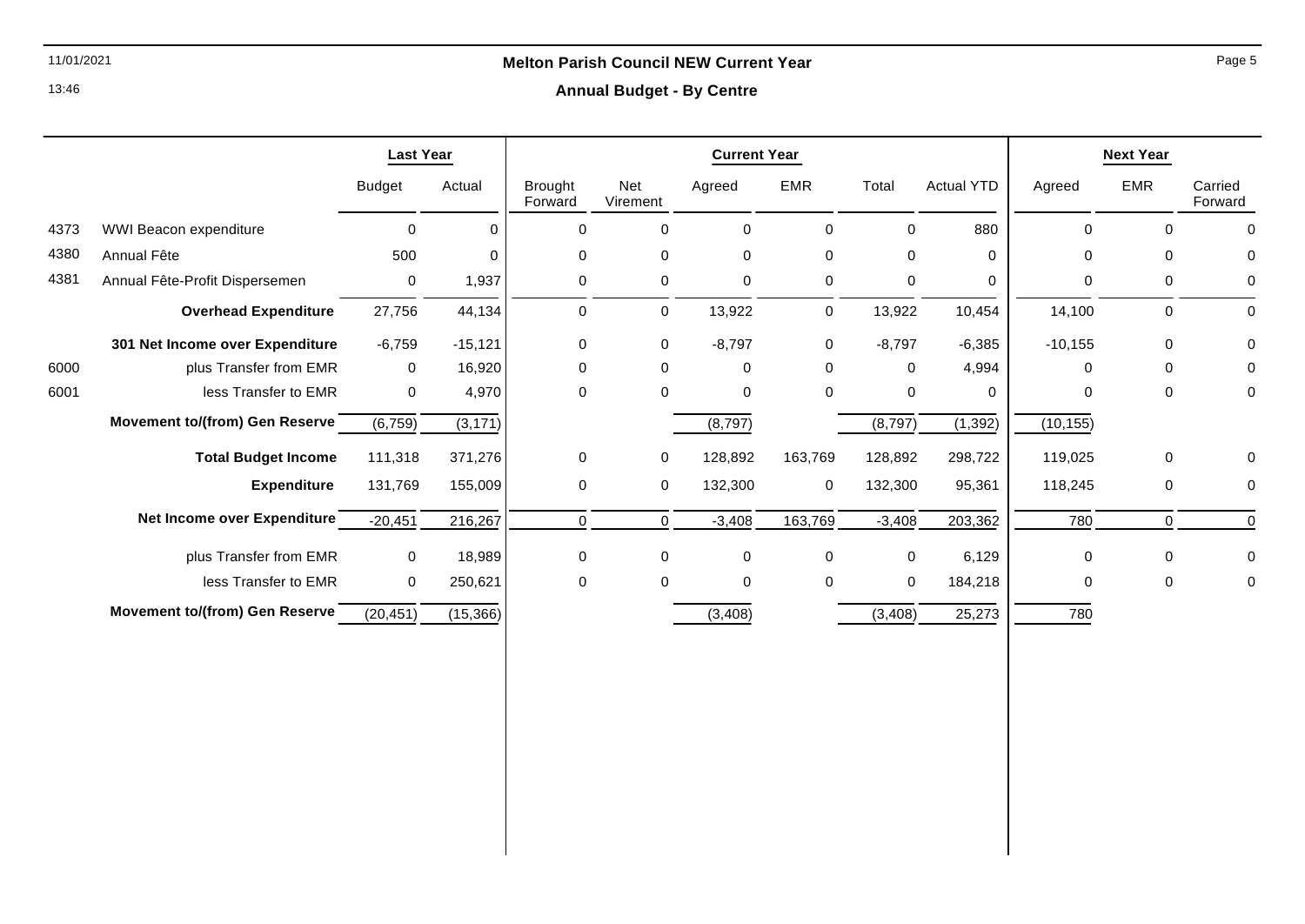## Melton Parish Council NEW Current Year

### Annual Budget - By Centre

| | | Last Year | | Current Year | | | | | | Next Year | | |
|---|---|---|---|---|---|---|---|---|---|---|---|---|
| | | Budget | Actual | Brought Forward | Net Virement | Agreed | EMR | Total | Actual YTD | Agreed | EMR | Carried Forward |
| 4373 | WWI Beacon expenditure | 0 | 0 | 0 | 0 | 0 | 0 | 0 | 880 | 0 | 0 | 0 |
| 4380 | Annual Fête | 500 | 0 | 0 | 0 | 0 | 0 | 0 | 0 | 0 | 0 | 0 |
| 4381 | Annual Fête-Profit Dispersemen | 0 | 1,937 | 0 | 0 | 0 | 0 | 0 | 0 | 0 | 0 | 0 |
| | **Overhead Expenditure** | 27,756 | 44,134 | 0 | 0 | 13,922 | 0 | 13,922 | 10,454 | 14,100 | 0 | 0 |
| | **301 Net Income over Expenditure** | -6,759 | -15,121 | 0 | 0 | -8,797 | 0 | -8,797 | -6,385 | -10,155 | 0 | 0 |
| 6000 | plus Transfer from EMR | 0 | 16,920 | 0 | 0 | 0 | 0 | 0 | 4,994 | 0 | 0 | 0 |
| 6001 | less Transfer to EMR | 0 | 4,970 | 0 | 0 | 0 | 0 | 0 | 0 | 0 | 0 | 0 |
| | **Movement to/(from) Gen Reserve** | (6,759) | (3,171) | | | (8,797) | | (8,797) | (1,392) | (10,155) | | |
| | **Total Budget Income** | 111,318 | 371,276 | 0 | 0 | 128,892 | 163,769 | 128,892 | 298,722 | 119,025 | 0 | 0 |
| | **Expenditure** | 131,769 | 155,009 | 0 | 0 | 132,300 | 0 | 132,300 | 95,361 | 118,245 | 0 | 0 |
| | **Net Income over Expenditure** | -20,451 | 216,267 | 0 | 0 | -3,408 | 163,769 | -3,408 | 203,362 | 780 | 0 | 0 |
| | plus Transfer from EMR | 0 | 18,989 | 0 | 0 | 0 | 0 | 0 | 6,129 | 0 | 0 | 0 |
| | less Transfer to EMR | 0 | 250,621 | 0 | 0 | 0 | 0 | 0 | 184,218 | 0 | 0 | 0 |
| | **Movement to/(from) Gen Reserve** | (20,451) | (15,366) | | | (3,408) | | (3,408) | 25,273 | 780 | | |